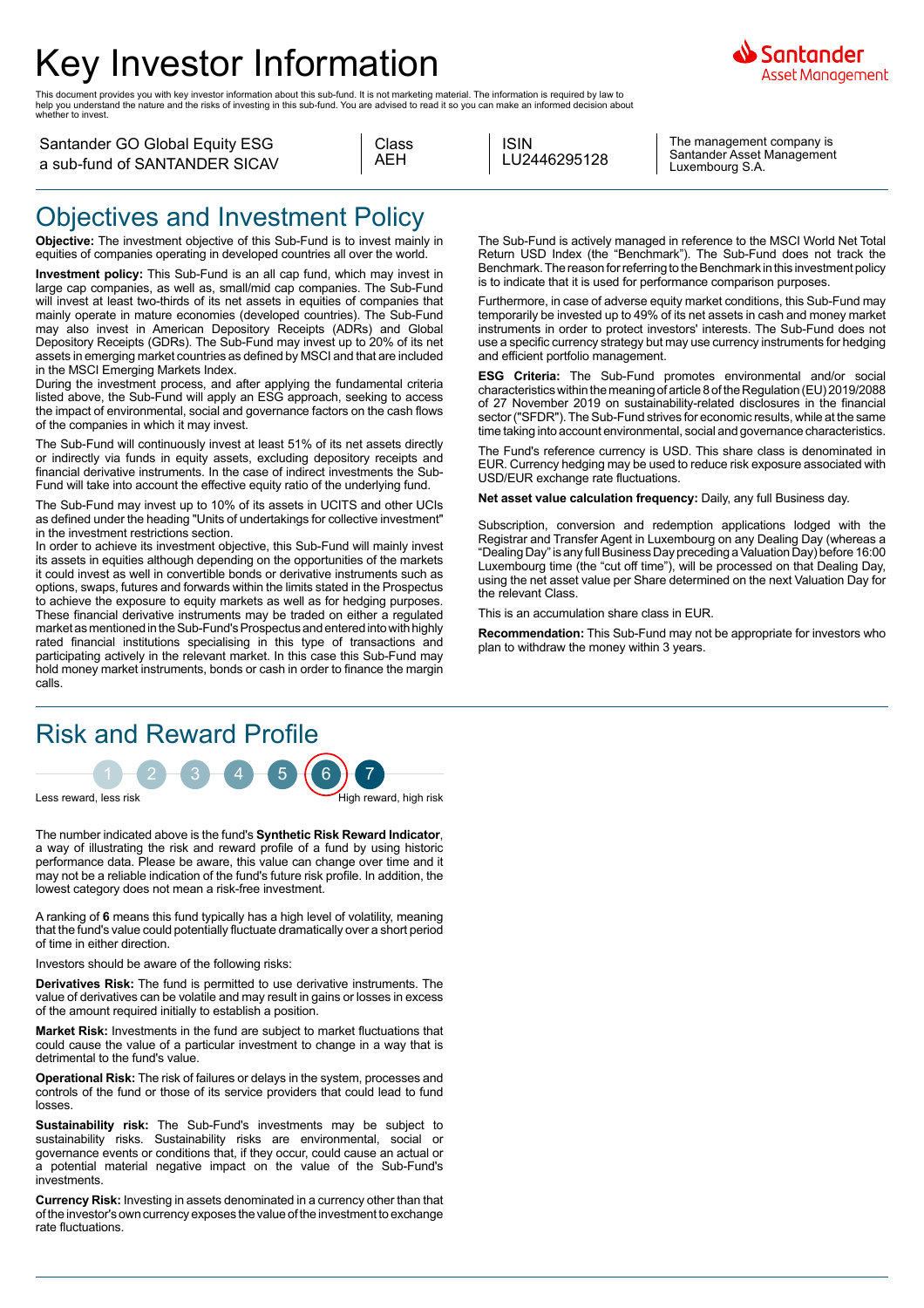# Key Investor Information

This document provides you with key investor information about this sub-fund. It is not marketing material. The information is required by law to help you understand the nature and the risks of investing in this sub-fund. You are advised to read it so you can make an informed decision about whether to invest.

| Santander GO Global Equity ESG a sub-fund of SANTANDER SICAV | Class AEH | ISIN LU2446295128 | The management company is Santander Asset Management Luxembourg S.A. |
|---|---|---|---|

## Objectives and Investment Policy

**Objective:** The investment objective of this Sub-Fund is to invest mainly in equities of companies operating in developed countries all over the world.

**Investment policy:** This Sub-Fund is an all cap fund, which may invest in large cap companies, as well as, small/mid cap companies. The Sub-Fund will invest at least two-thirds of its net assets in equities of companies that mainly operate in mature economies (developed countries). The Sub-Fund may also invest in American Depository Receipts (ADRs) and Global Depository Receipts (GDRs). The Sub-Fund may invest up to 20% of its net assets in emerging market countries as defined by MSCI and that are included in the MSCI Emerging Markets Index.

During the investment process, and after applying the fundamental criteria listed above, the Sub-Fund will apply an ESG approach, seeking to assess the impact of environmental, social and governance factors on the cash flows of the companies in which it may invest.

The Sub-Fund will continuously invest at least 51% of its net assets directly or indirectly via funds in equity assets, excluding depository receipts and financial derivative instruments. In the case of indirect investments the Sub-Fund will take into account the effective equity ratio of the underlying fund.

The Sub-Fund may invest up to 10% of its assets in UCITS and other UCIs as defined under the heading "Units of undertakings for collective investment" in the investment restrictions section.

In order to achieve its investment objective, this Sub-Fund will mainly invest its assets in equities although depending on the opportunities of the markets it could invest as well in convertible bonds or derivative instruments such as options, swaps, futures and forwards within the limits stated in the Prospectus to achieve the exposure to equity markets as well as for hedging purposes. These financial derivative instruments may be traded on either a regulated market as mentioned in the Sub-Fund's Prospectus and entered into with highly rated financial institutions specialising in this type of transactions and participating actively in the relevant market. In this case this Sub-Fund may hold money market instruments, bonds or cash in order to finance the margin calls.

The Sub-Fund is actively managed in reference to the MSCI World Net Total Return USD Index (the "Benchmark"). The Sub-Fund does not track the Benchmark. The reason for referring to the Benchmark in this investment policy is to indicate that it is used for performance comparison purposes.

Furthermore, in case of adverse equity market conditions, this Sub-Fund may temporarily be invested up to 49% of its net assets in cash and money market instruments in order to protect investors' interests. The Sub-Fund does not use a specific currency strategy but may use currency instruments for hedging and efficient portfolio management.

**ESG Criteria:** The Sub-Fund promotes environmental and/or social characteristics within the meaning of article 8 of the Regulation (EU) 2019/2088 of 27 November 2019 on sustainability-related disclosures in the financial sector ("SFDR"). The Sub-Fund strives for economic results, while at the same time taking into account environmental, social and governance characteristics.

The Fund's reference currency is USD. This share class is denominated in EUR. Currency hedging may be used to reduce risk exposure associated with USD/EUR exchange rate fluctuations.

**Net asset value calculation frequency:** Daily, any full Business day.

Subscription, conversion and redemption applications lodged with the Registrar and Transfer Agent in Luxembourg on any Dealing Day (whereas a "Dealing Day" is any full Business Day preceding a Valuation Day) before 16:00 Luxembourg time (the "cut off time"), will be processed on that Dealing Day, using the net asset value per Share determined on the next Valuation Day for the relevant Class.

This is an accumulation share class in EUR.

**Recommendation:** This Sub-Fund may not be appropriate for investors who plan to withdraw the money within 3 years.

## Risk and Reward Profile

1 2 3 4 5 **6** 7

Less reward, less risk — High reward, high risk

The number indicated above is the fund's **Synthetic Risk Reward Indicator**, a way of illustrating the risk and reward profile of a fund by using historic performance data. Please be aware, this value can change over time and it may not be a reliable indication of the fund's future risk profile. In addition, the lowest category does not mean a risk-free investment.

A ranking of **6** means this fund typically has a high level of volatility, meaning that the fund's value could potentially fluctuate dramatically over a short period of time in either direction.

Investors should be aware of the following risks:

**Derivatives Risk:** The fund is permitted to use derivative instruments. The value of derivatives can be volatile and may result in gains or losses in excess of the amount required initially to establish a position.

**Market Risk:** Investments in the fund are subject to market fluctuations that could cause the value of a particular investment to change in a way that is detrimental to the fund's value.

**Operational Risk:** The risk of failures or delays in the system, processes and controls of the fund or those of its service providers that could lead to fund losses.

**Sustainability risk:** The Sub-Fund's investments may be subject to sustainability risks. Sustainability risks are environmental, social or governance events or conditions that, if they occur, could cause an actual or a potential material negative impact on the value of the Sub-Fund's investments.

**Currency Risk:** Investing in assets denominated in a currency other than that of the investor's own currency exposes the value of the investment to exchange rate fluctuations.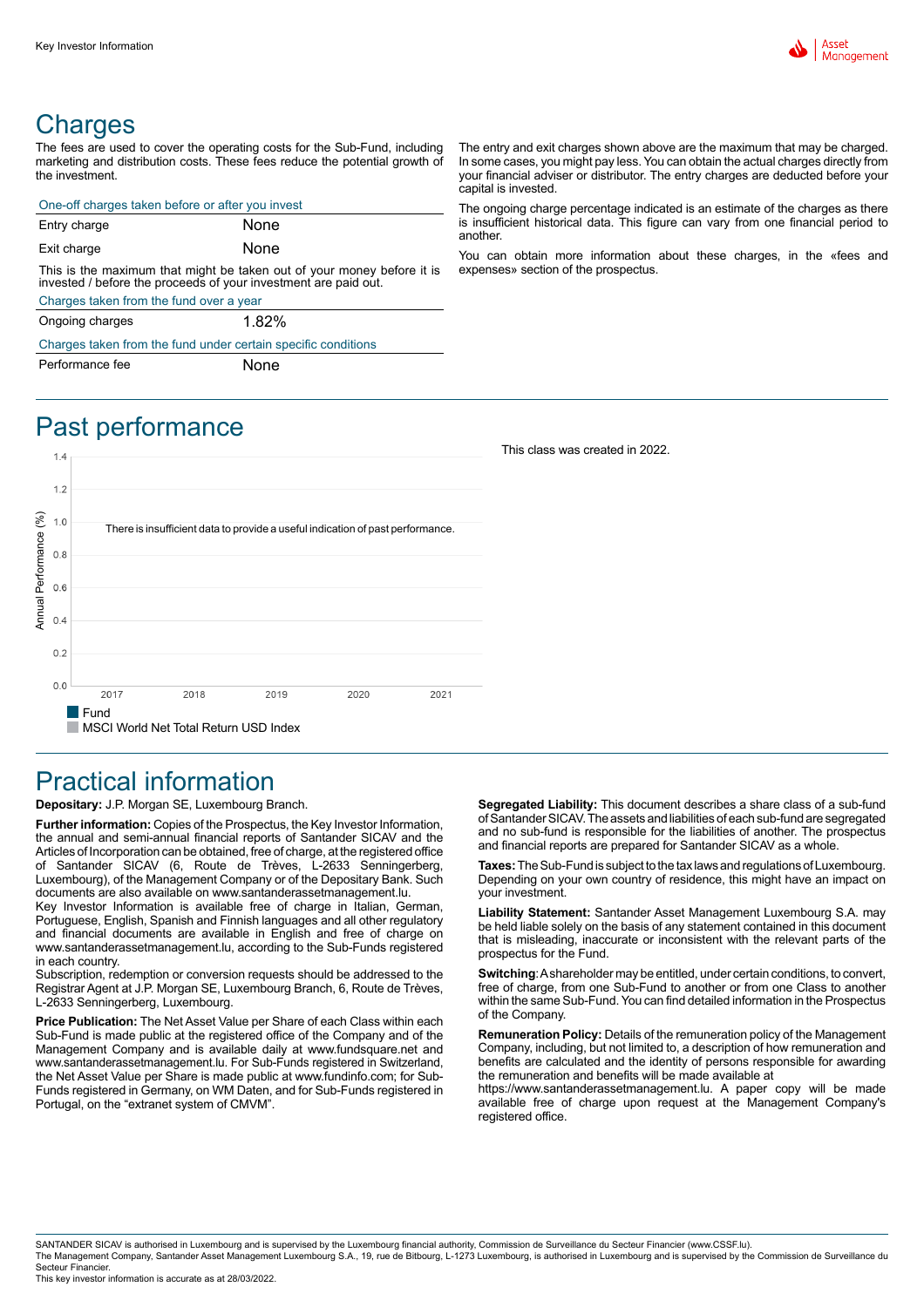## Charges

The fees are used to cover the operating costs for the Sub-Fund, including marketing and distribution costs. These fees reduce the potential growth of the investment.

| One-off charges taken before or after you invest | |
|---|---|
| Entry charge | None |
| Exit charge | None |
| This is the maximum that might be taken out of your money before it is invested / before the proceeds of your investment are paid out. | |
| **Charges taken from the fund over a year** | |
| Ongoing charges | 1.82% |
| **Charges taken from the fund under certain specific conditions** | |
| Performance fee | None |

The entry and exit charges shown above are the maximum that may be charged. In some cases, you might pay less. You can obtain the actual charges directly from your financial adviser or distributor. The entry charges are deducted before your capital is invested.

The ongoing charge percentage indicated is an estimate of the charges as there is insufficient historical data. This figure can vary from one financial period to another.

You can obtain more information about these charges, in the «fees and expenses» section of the prospectus.

## Past performance

Annual Performance (%)

1.4
1.2
1.0
0.8
0.6
0.4
0.2
0.0

There is insufficient data to provide a useful indication of past performance.

2017
2018
2019
2020
2021

Fund
MSCI World Net Total Return USD Index

This class was created in 2022.

## Practical information

**Depositary:** J.P. Morgan SE, Luxembourg Branch.

**Further information:** Copies of the Prospectus, the Key Investor Information, the annual and semi-annual financial reports of Santander SICAV and the Articles of Incorporation can be obtained, free of charge, at the registered office of Santander SICAV (6, Route de Trèves, L-2633 Senningerberg, Luxembourg), of the Management Company or of the Depositary Bank. Such documents are also available on www.santanderassetmanagement.lu.

Key Investor Information is available free of charge in Italian, German, Portuguese, English, Spanish and Finnish languages and all other regulatory and financial documents are available in English and free of charge on www.santanderassetmanagement.lu, according to the Sub-Funds registered in each country.

Subscription, redemption or conversion requests should be addressed to the Registrar Agent at J.P. Morgan SE, Luxembourg Branch, 6, Route de Trèves, L-2633 Senningerberg, Luxembourg.

**Price Publication:** The Net Asset Value per Share of each Class within each Sub-Fund is made public at the registered office of the Company and of the Management Company and is available daily at www.fundsquare.net and www.santanderassetmanagement.lu. For Sub-Funds registered in Switzerland, the Net Asset Value per Share is made public at www.fundinfo.com; for Sub-Funds registered in Germany, on WM Daten, and for Sub-Funds registered in Portugal, on the "extranet system of CMVM".

**Segregated Liability:** This document describes a share class of a sub-fund of Santander SICAV. The assets and liabilities of each sub-fund are segregated and no sub-fund is responsible for the liabilities of another. The prospectus and financial reports are prepared for Santander SICAV as a whole.

**Taxes:** The Sub-Fund is subject to the tax laws and regulations of Luxembourg. Depending on your own country of residence, this might have an impact on your investment.

**Liability Statement:** Santander Asset Management Luxembourg S.A. may be held liable solely on the basis of any statement contained in this document that is misleading, inaccurate or inconsistent with the relevant parts of the prospectus for the Fund.

**Switching**: A shareholder may be entitled, under certain conditions, to convert, free of charge, from one Sub-Fund to another or from one Class to another within the same Sub-Fund. You can find detailed information in the Prospectus of the Company.

**Remuneration Policy:** Details of the remuneration policy of the Management Company, including, but not limited to, a description of how remuneration and benefits are calculated and the identity of persons responsible for awarding the remuneration and benefits will be made available at https://www.santanderassetmanagement.lu. A paper copy will be made available free of charge upon request at the Management Company's registered office.

SANTANDER SICAV is authorised in Luxembourg and is supervised by the Luxembourg financial authority, Commission de Surveillance du Secteur Financier (www.CSSF.lu).
The Management Company, Santander Asset Management Luxembourg S.A., 19, rue de Bitbourg, L-1273 Luxembourg, is authorised in Luxembourg and is supervised by the Commission de Surveillance du Secteur Financier.
This key investor information is accurate as at 28/03/2022.